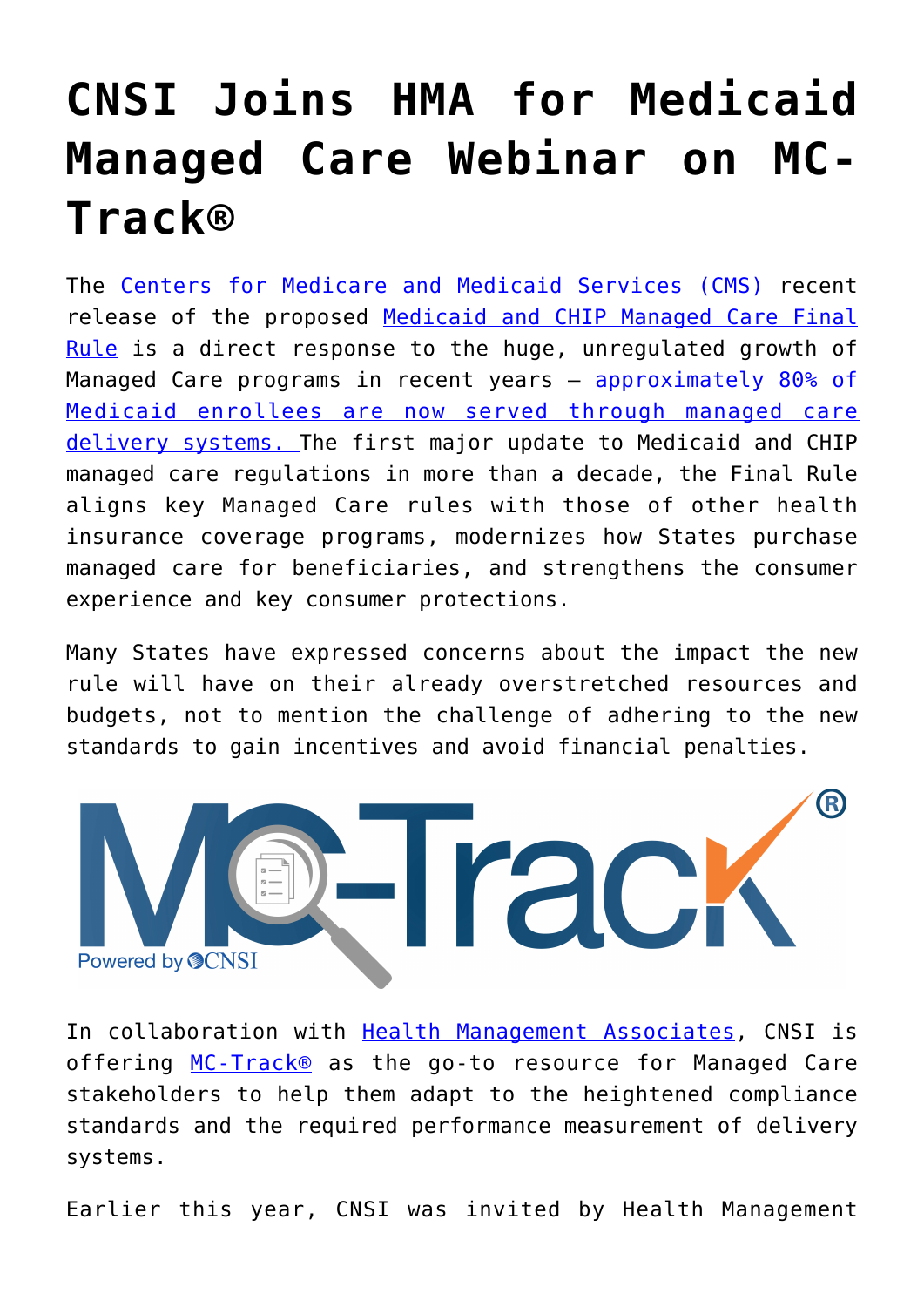# CNSI Joins HMA for Medicaid Managed Care Webinar on MC-Track®

The Centers for Medicare and Medicaid Services (CMS) recent release of the proposed Medicaid and CHIP Managed Care Final Rule is a direct response to the huge, unregulated growth of Managed Care programs in recent years – approximately 80% of Medicaid enrollees are now served through managed care delivery systems. The first major update to Medicaid and CHIP managed care regulations in more than a decade, the Final Rule aligns key Managed Care rules with those of other health insurance coverage programs, modernizes how States purchase managed care for beneficiaries, and strengthens the consumer experience and key consumer protections.

Many States have expressed concerns about the impact the new rule will have on their already overstretched resources and budgets, not to mention the challenge of adhering to the new standards to gain incentives and avoid financial penalties.

In collaboration with Health Management Associates, CNSI is offering MC-Track® as the go-to resource for Managed Care stakeholders to help them adapt to the heightened compliance standards and the required performance measurement of delivery systems.

Earlier this year, CNSI was invited by Health Management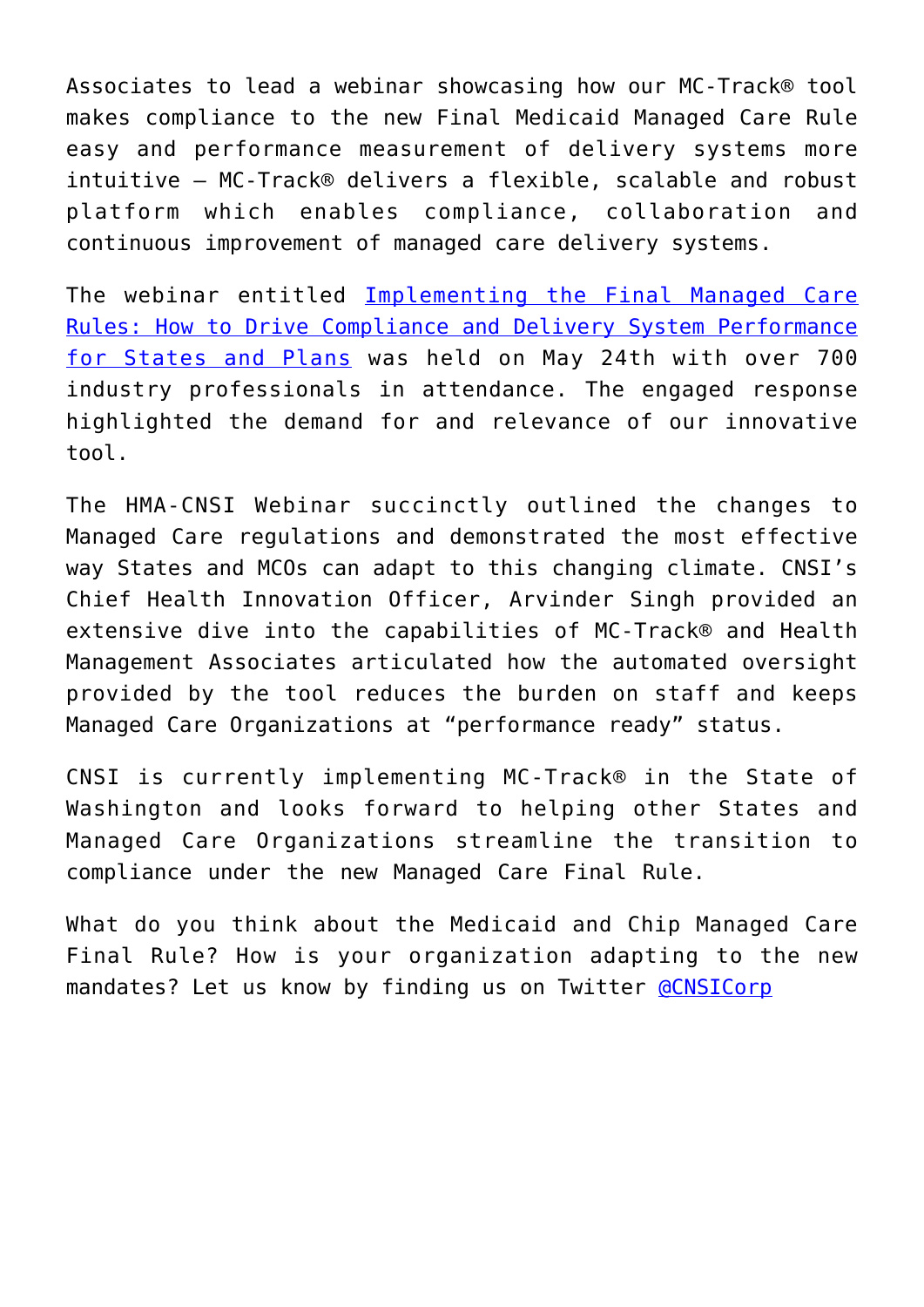Associates to lead a webinar showcasing how our MC-Track® tool makes compliance to the new Final Medicaid Managed Care Rule easy and performance measurement of delivery systems more intuitive – MC-Track® delivers a flexible, scalable and robust platform which enables compliance, collaboration and continuous improvement of managed care delivery systems.

The webinar entitled [Implementing the Final Managed Care Rules: How to Drive Compliance and Delivery System Performance for States and Plans]() was held on May 24th with over 700 industry professionals in attendance. The engaged response highlighted the demand for and relevance of our innovative tool.

The HMA-CNSI Webinar succinctly outlined the changes to Managed Care regulations and demonstrated the most effective way States and MCOs can adapt to this changing climate. CNSI's Chief Health Innovation Officer, Arvinder Singh provided an extensive dive into the capabilities of MC-Track® and Health Management Associates articulated how the automated oversight provided by the tool reduces the burden on staff and keeps Managed Care Organizations at "performance ready" status.

CNSI is currently implementing MC-Track® in the State of Washington and looks forward to helping other States and Managed Care Organizations streamline the transition to compliance under the new Managed Care Final Rule.

What do you think about the Medicaid and Chip Managed Care Final Rule? How is your organization adapting to the new mandates? Let us know by finding us on Twitter [@CNSICorp]()